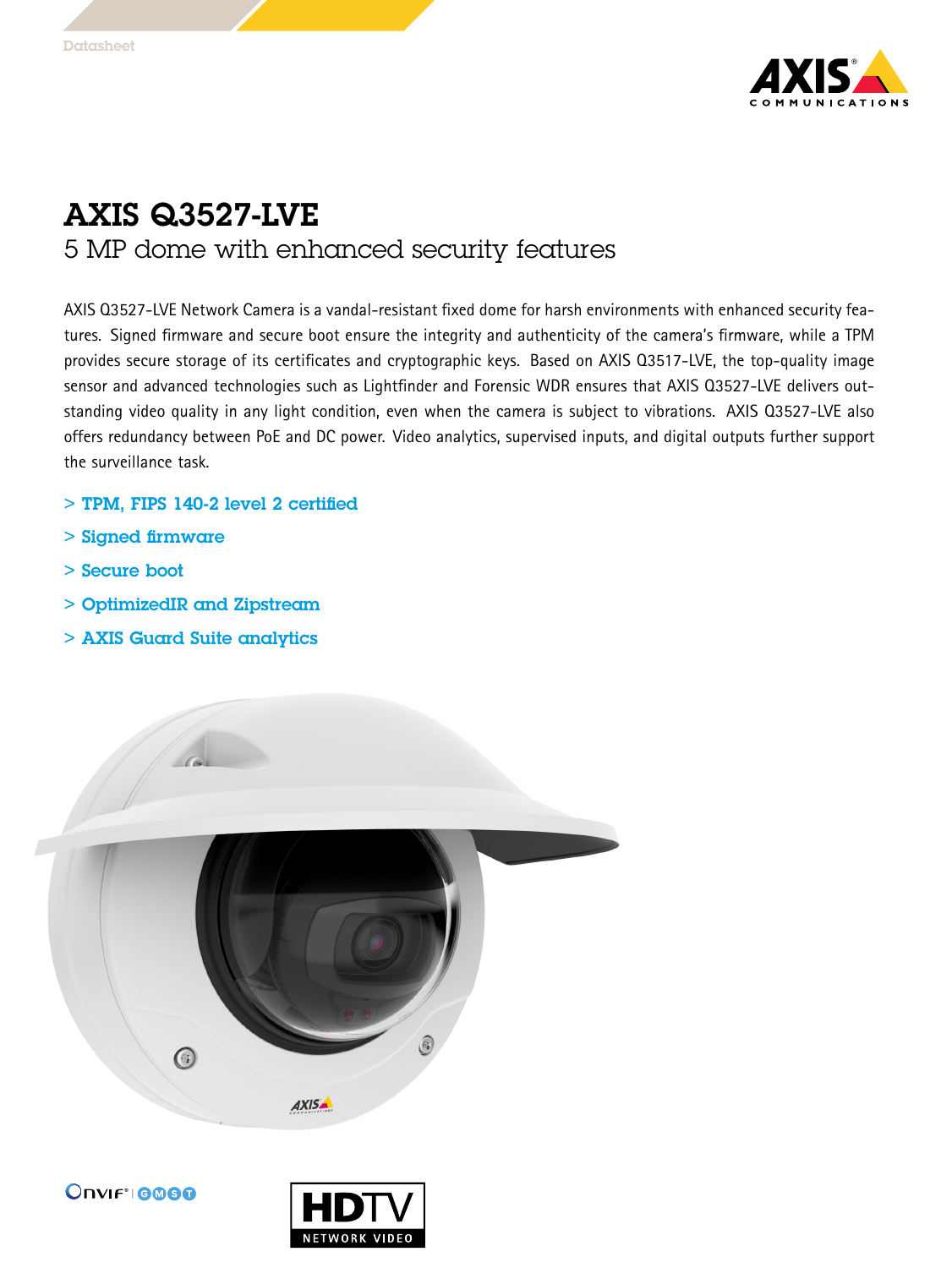Datasheet

# AXIS Q3527-LVE

## 5 MP dome with enhanced security features

AXIS Q3527-LVE Network Camera is a vandal-resistant fixed dome for harsh environments with enhanced security features. Signed firmware and secure boot ensure the integrity and authenticity of the camera's firmware, while a TPM provides secure storage of its certificates and cryptographic keys. Based on AXIS Q3517-LVE, the top-quality image sensor and advanced technologies such as Lightfinder and Forensic WDR ensures that AXIS Q3527-LVE delivers outstanding video quality in any light condition, even when the camera is subject to vibrations. AXIS Q3527-LVE also offers redundancy between PoE and DC power. Video analytics, supervised inputs, and digital outputs further support the surveillance task.

- > TPM, FIPS 140-2 level 2 certified
- > Signed firmware
- > Secure boot
- > OptimizedIR and Zipstream
- > AXIS Guard Suite analytics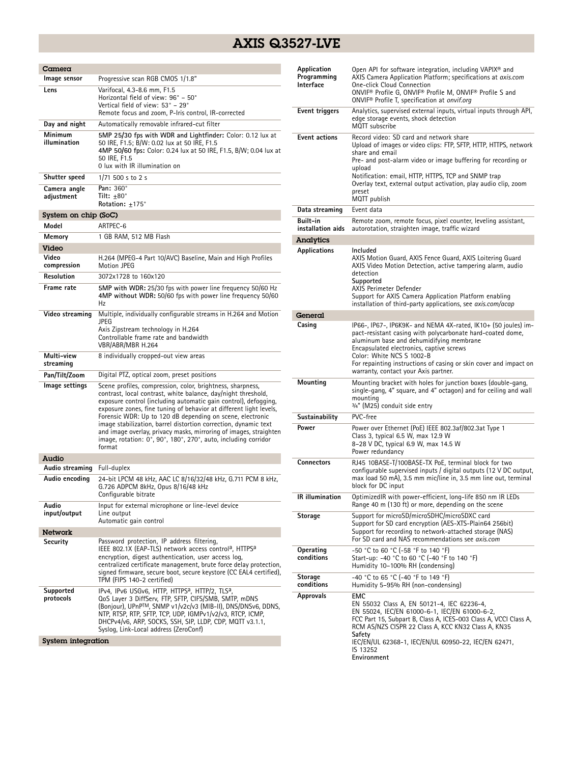# AXIS Q3527-LVE

## Camera

| | |
|---|---|
| **Image sensor** | Progressive scan RGB CMOS 1/1.8" |
| **Lens** | Varifocal, 4.3-8.6 mm, F1.5<br>Horizontal field of view: 96° – 50°<br>Vertical field of view: 53° – 29°<br>Remote focus and zoom, P-Iris control, IR-corrected |
| **Day and night** | Automatically removable infrared-cut filter |
| **Minimum illumination** | **5MP 25/30 fps with WDR and Lightfinder:** Color: 0.12 lux at 50 IRE, F1.5; B/W: 0.02 lux at 50 IRE, F1.5<br>**4MP 50/60 fps:** Color: 0.24 lux at 50 IRE, F1.5, B/W; 0.04 lux at 50 IRE, F1.5<br>0 lux with IR illumination on |
| **Shutter speed** | 1/71 500 s to 2 s |
| **Camera angle adjustment** | **Pan:** 360°<br>**Tilt:** ±80°<br>**Rotation:** ±175° |

## System on chip (SoC)

| | |
|---|---|
| **Model** | ARTPEC-6 |
| **Memory** | 1 GB RAM, 512 MB Flash |

## Video

| | |
|---|---|
| **Video compression** | H.264 (MPEG-4 Part 10/AVC) Baseline, Main and High Profiles<br>Motion JPEG |
| **Resolution** | 3072x1728 to 160x120 |
| **Frame rate** | **5MP with WDR:** 25/30 fps with power line frequency 50/60 Hz<br>**4MP without WDR:** 50/60 fps with power line frequency 50/60 Hz |
| **Video streaming** | Multiple, individually configurable streams in H.264 and Motion JPEG<br>Axis Zipstream technology in H.264<br>Controllable frame rate and bandwidth<br>VBR/ABR/MBR H.264 |
| **Multi-view streaming** | 8 individually cropped-out view areas |
| **Pan/Tilt/Zoom** | Digital PTZ, optical zoom, preset positions |
| **Image settings** | Scene profiles, compression, color, brightness, sharpness, contrast, local contrast, white balance, day/night threshold, exposure control (including automatic gain control), defogging, exposure zones, fine tuning of behavior at different light levels, Forensic WDR: Up to 120 dB depending on scene, electronic image stabilization, barrel distortion correction, dynamic text and image overlay, privacy masks, mirroring of images, straighten image, rotation: 0°, 90°, 180°, 270°, auto, including corridor format |

## Audio

| | |
|---|---|
| **Audio streaming** | Full-duplex |
| **Audio encoding** | 24-bit LPCM 48 kHz, AAC LC 8/16/32/48 kHz, G.711 PCM 8 kHz, G.726 ADPCM 8kHz, Opus 8/16/48 kHz<br>Configurable bitrate |
| **Audio input/output** | Input for external microphone or line-level device<br>Line output<br>Automatic gain control |

## Network

| | |
|---|---|
| **Security** | Password protection, IP address filtering, IEEE 802.1X (EAP-TLS) network access control[a], HTTPS[a] encryption, digest authentication, user access log, centralized certificate management, brute force delay protection, signed firmware, secure boot, secure keystore (CC EAL4 certified), TPM (FIPS 140-2 certified) |
| **Supported protocols** | IPv4, IPv6 USGv6, HTTP, HTTPS[a], HTTP/2, TLS[a], QoS Layer 3 DiffServ, FTP, SFTP, CIFS/SMB, SMTP, mDNS (Bonjour), UPnP™, SNMP v1/v2c/v3 (MIB-II), DNS/DNSv6, DDNS, NTP, RTSP, RTP, SFTP, TCP, UDP, IGMPv1/v2/v3, RTCP, ICMP, DHCPv4/v6, ARP, SOCKS, SSH, SIP, LLDP, CDP, MQTT v3.1.1, Syslog, Link-Local address (ZeroConf) |

## System integration

| | |
|---|---|
| **Application Programming Interface** | Open API for software integration, including VAPIX® and AXIS Camera Application Platform; specifications at *axis.com*<br>One-click Cloud Connection<br>ONVIF® Profile G, ONVIF® Profile M, ONVIF® Profile S and ONVIF® Profile T, specification at *onvif.org* |
| **Event triggers** | Analytics, supervised external inputs, virtual inputs through API, edge storage events, shock detection<br>MQTT subscribe |
| **Event actions** | Record video: SD card and network share<br>Upload of images or video clips: FTP, SFTP, HTTP, HTTPS, network share and email<br>Pre- and post-alarm video or image buffering for recording or upload<br>Notification: email, HTTP, HTTPS, TCP and SNMP trap<br>Overlay text, external output activation, play audio clip, zoom preset<br>MQTT publish |
| **Data streaming** | Event data |
| **Built-in installation aids** | Remote zoom, remote focus, pixel counter, leveling assistant, autorotation, straighten image, traffic wizard |

## Analytics

| | |
|---|---|
| **Applications** | **Included**<br>AXIS Motion Guard, AXIS Fence Guard, AXIS Loitering Guard<br>AXIS Video Motion Detection, active tampering alarm, audio detection<br>**Supported**<br>AXIS Perimeter Defender<br>Support for AXIS Camera Application Platform enabling installation of third-party applications, see *axis.com/acap* |

## General

| | |
|---|---|
| **Casing** | IP66-, IP67-, IP6K9K- and NEMA 4X-rated, IK10+ (50 joules) impact-resistant casing with polycarbonate hard-coated dome, aluminum base and dehumidifying membrane<br>Encapsulated electronics, captive screws<br>Color: White NCS S 1002-B<br>For repainting instructions of casing or skin cover and impact on warranty, contact your Axis partner. |
| **Mounting** | Mounting bracket with holes for junction boxes (double-gang, single-gang, 4" square, and 4" octagon) and for ceiling and wall mounting<br>¾" (M25) conduit side entry |
| **Sustainability** | PVC-free |
| **Power** | Power over Ethernet (PoE) IEEE 802.3af/802.3at Type 1 Class 3, typical 6.5 W, max 12.9 W<br>8–28 V DC, typical 6.9 W, max 14.5 W<br>Power redundancy |
| **Connectors** | RJ45 10BASE-T/100BASE-TX PoE, terminal block for two configurable supervised inputs / digital outputs (12 V DC output, max load 50 mA), 3.5 mm mic/line in, 3.5 mm line out, terminal block for DC input |
| **IR illumination** | OptimizedIR with power-efficient, long-life 850 nm IR LEDs<br>Range 40 m (130 ft) or more, depending on the scene |
| **Storage** | Support for microSD/microSDHC/microSDXC card<br>Support for SD card encryption (AES-XTS-Plain64 256bit)<br>Support for recording to network-attached storage (NAS)<br>For SD card and NAS recommendations see *axis.com* |
| **Operating conditions** | -50 °C to 60 °C (-58 °F to 140 °F)<br>Start-up: -40 °C to 60 °C (-40 °F to 140 °F)<br>Humidity 10–100% RH (condensing) |
| **Storage conditions** | -40 °C to 65 °C (-40 °F to 149 °F)<br>Humidity 5–95% RH (non-condensing) |
| **Approvals** | **EMC**<br>EN 55032 Class A, EN 50121-4, IEC 62236-4, EN 55024, IEC/EN 61000-6-1, IEC/EN 61000-6-2, FCC Part 15, Subpart B, Class A, ICES-003 Class A, VCCI Class A, RCM AS/NZS CISPR 22 Class A, KCC KN32 Class A, KN35<br>**Safety**<br>IEC/EN/UL 62368-1, IEC/EN/UL 60950-22, IEC/EN 62471, IS 13252<br>**Environment** |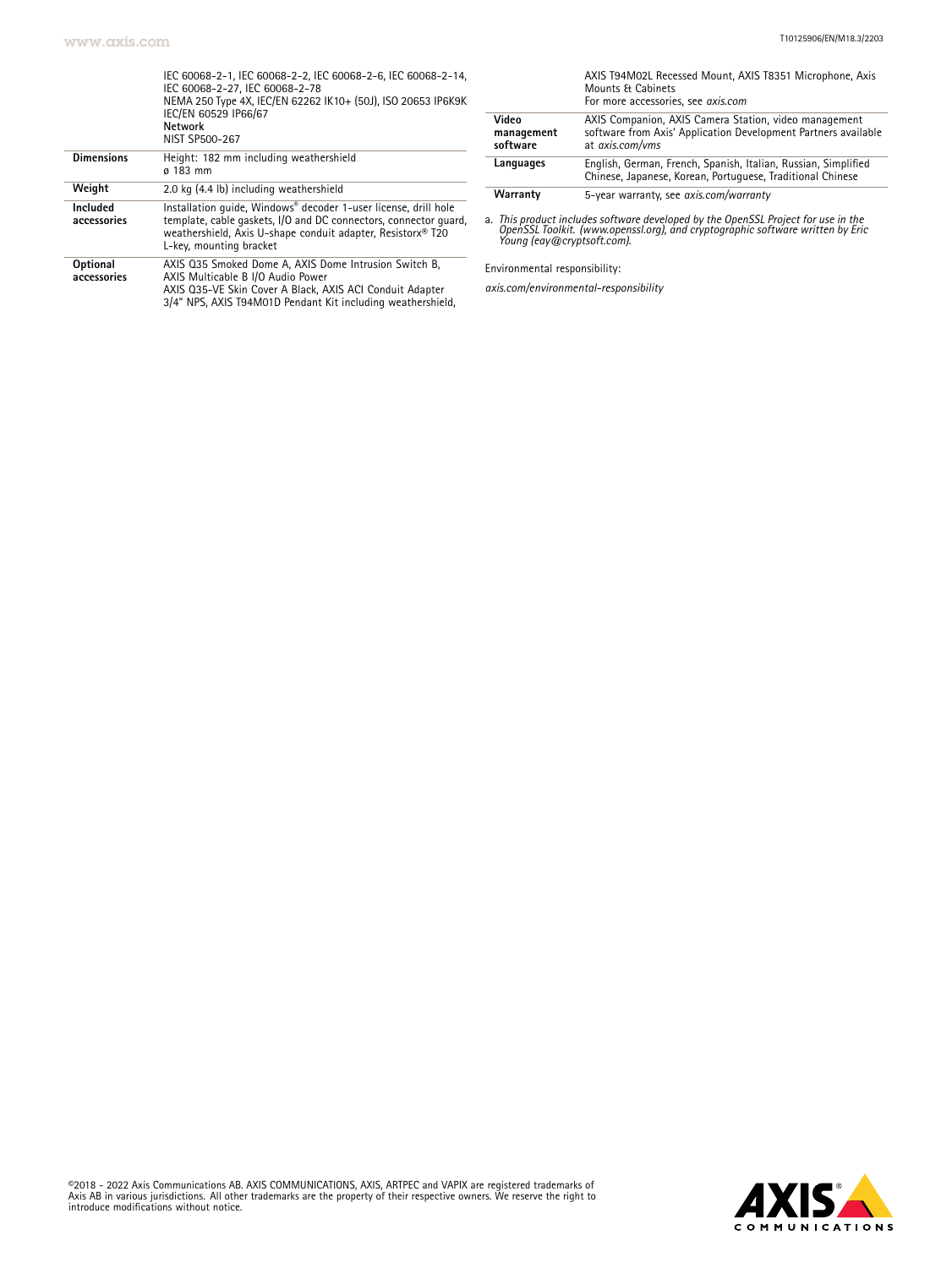| | |
|---|---|
| | IEC 60068-2-1, IEC 60068-2-2, IEC 60068-2-6, IEC 60068-2-14, IEC 60068-2-27, IEC 60068-2-78<br>NEMA 250 Type 4X, IEC/EN 62262 IK10+ (50J), ISO 20653 IP6K9K<br>IEC/EN 60529 IP66/67<br>**Network**<br>NIST SP500-267 |
| **Dimensions** | Height: 182 mm including weathershield<br>ø 183 mm |
| **Weight** | 2.0 kg (4.4 lb) including weathershield |
| **Included accessories** | Installation guide, Windows® decoder 1-user license, drill hole template, cable gaskets, I/O and DC connectors, connector guard, weathershield, Axis U-shape conduit adapter, Resistorx® T20 L-key, mounting bracket |
| **Optional accessories** | AXIS Q35 Smoked Dome A, AXIS Dome Intrusion Switch B, AXIS Multicable B I/O Audio Power<br>AXIS Q35-VE Skin Cover A Black, AXIS ACI Conduit Adapter 3/4" NPS, AXIS T94M01D Pendant Kit including weathershield, AXIS T94M02L Recessed Mount, AXIS T8351 Microphone, Axis Mounts & Cabinets<br>For more accessories, see *axis.com* |
| **Video management software** | AXIS Companion, AXIS Camera Station, video management software from Axis' Application Development Partners available at *axis.com/vms* |
| **Languages** | English, German, French, Spanish, Italian, Russian, Simplified Chinese, Japanese, Korean, Portuguese, Traditional Chinese |
| **Warranty** | 5-year warranty, see *axis.com/warranty* |

a. *This product includes software developed by the OpenSSL Project for use in the OpenSSL Toolkit. (www.openssl.org), and cryptographic software written by Eric Young (eay@cryptsoft.com).*

Environmental responsibility:

*axis.com/environmental-responsibility*

©2018 - 2022 Axis Communications AB. AXIS COMMUNICATIONS, AXIS, ARTPEC and VAPIX are registered trademarks of Axis AB in various jurisdictions. All other trademarks are the property of their respective owners. We reserve the right to introduce modifications without notice.